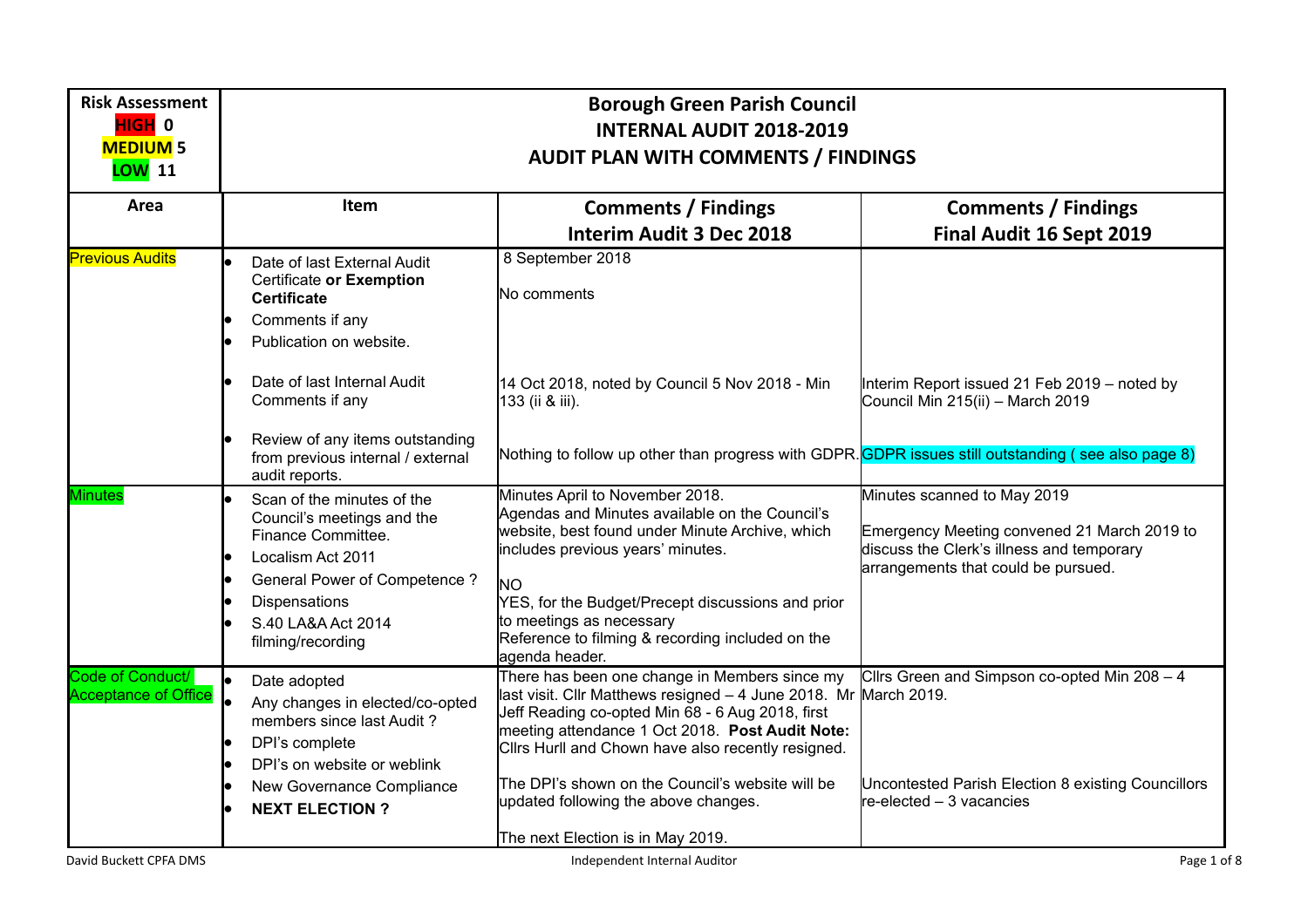| Risk Assessment<br>HIGH 0<br>MEDIUM 5<br>LOW 11 | **Borough Green Parish Council**<br>**INTERNAL AUDIT 2018-2019**<br>**AUDIT PLAN WITH COMMENTS / FINDINGS** | | |
|---|---|---|---|
| **Area** | **Item** | **Comments / Findings**<br>**Interim Audit 3 Dec 2018** | **Comments / Findings**<br>**Final Audit 16 Sept 2019** |
| Previous Audits | • Date of last External Audit Certificate **or Exemption Certificate**<br>• Comments if any<br>• Publication on website.<br><br>• Date of last Internal Audit Comments if any<br><br>• Review of any items outstanding from previous internal / external audit reports. | 8 September 2018<br><br>No comments<br><br><br>14 Oct 2018, noted by Council 5 Nov 2018 - Min 133 (ii & iii).<br><br>Nothing to follow up other than progress with GDPR. | <br><br><br><br>Interim Report issued 21 Feb 2019 – noted by Council Min 215(ii) – March 2019<br><br>GDPR issues still outstanding ( see also page 8) |
| Minutes | • Scan of the minutes of the Council's meetings and the Finance Committee.<br>• Localism Act 2011<br>• General Power of Competence ?<br>• Dispensations<br>• S.40 LA&A Act 2014 filming/recording | Minutes April to November 2018.<br>Agendas and Minutes available on the Council's website, best found under Minute Archive, which includes previous years' minutes.<br><br>NO<br>YES, for the Budget/Precept discussions and prior to meetings as necessary<br>Reference to filming & recording included on the agenda header. | Minutes scanned to May 2019<br><br>Emergency Meeting convened 21 March 2019 to discuss the Clerk's illness and temporary arrangements that could be pursued. |
| Code of Conduct/ Acceptance of Office | • Date adopted<br>• Any changes in elected/co-opted members since last Audit ?<br>• DPI's complete<br>• DPI's on website or weblink<br>• New Governance Compliance<br>• **NEXT ELECTION ?** | There has been one change in Members since my last visit. Cllr Matthews resigned – 4 June 2018. Mr Jeff Reading co-opted Min 68 - 6 Aug 2018, first meeting attendance 1 Oct 2018. **Post Audit Note:** Cllrs Hurll and Chown have also recently resigned.<br><br>The DPI's shown on the Council's website will be updated following the above changes.<br><br>The next Election is in May 2019. | Cllrs Green and Simpson co-opted Min 208 – 4 March 2019.<br><br><br><br>Uncontested Parish Election 8 existing Councillors re-elected – 3 vacancies |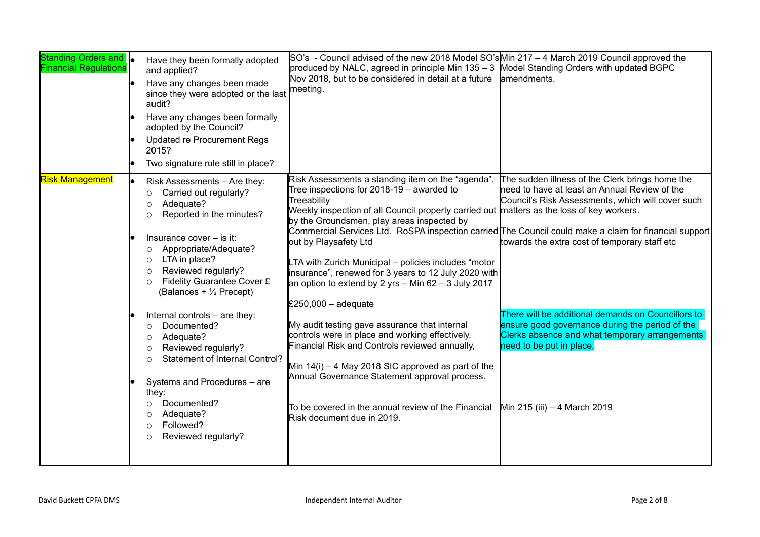| | | | |
|---|---|---|---|
| Standing Orders and Financial Regulations | • Have they been formally adopted and applied?<br>• Have any changes been made since they were adopted or the last audit?<br>• Have any changes been formally adopted by the Council?<br>• Updated re Procurement Regs 2015?<br>• Two signature rule still in place? | SO's - Council advised of the new 2018 Model SO's produced by NALC, agreed in principle Min 135 – 3 Nov 2018, but to be considered in detail at a future meeting. | Min 217 – 4 March 2019 Council approved the Model Standing Orders with updated BGPC amendments. |
| Risk Management | • Risk Assessments – Are they:<br>○ Carried out regularly?<br>○ Adequate?<br>○ Reported in the minutes?<br><br>• Insurance cover – is it:<br>○ Appropriate/Adequate?<br>○ LTA in place?<br>○ Reviewed regularly?<br>○ Fidelity Guarantee Cover £ (Balances + ½ Precept)<br><br>• Internal controls – are they:<br>○ Documented?<br>○ Adequate?<br>○ Reviewed regularly?<br>○ Statement of Internal Control?<br><br>• Systems and Procedures – are they:<br>○ Documented?<br>○ Adequate?<br>○ Followed?<br>○ Reviewed regularly? | Risk Assessments a standing item on the "agenda". Tree inspections for 2018-19 – awarded to Treeability<br>Weekly inspection of all Council property carried out by the Groundsmen, play areas inspected by Commercial Services Ltd. RoSPA inspection carried out by Playsafety Ltd<br><br>LTA with Zurich Municipal – policies includes "motor insurance", renewed for 3 years to 12 July 2020 with an option to extend by 2 yrs – Min 62 – 3 July 2017<br><br>£250,000 – adequate<br><br>My audit testing gave assurance that internal controls were in place and working effectively. Financial Risk and Controls reviewed annually,<br><br>Min 14(i) – 4 May 2018 SIC approved as part of the Annual Governance Statement approval process.<br><br>To be covered in the annual review of the Financial Risk document due in 2019. | The sudden illness of the Clerk brings home the need to have at least an Annual Review of the Council's Risk Assessments, which will cover such matters as the loss of key workers.<br>The Council could make a claim for financial support towards the extra cost of temporary staff etc<br><br>There will be additional demands on Councillors to ensure good governance during the period of the Clerks absence and what temporary arrangements need to be put in place.<br><br>Min 215 (iii) – 4 March 2019 |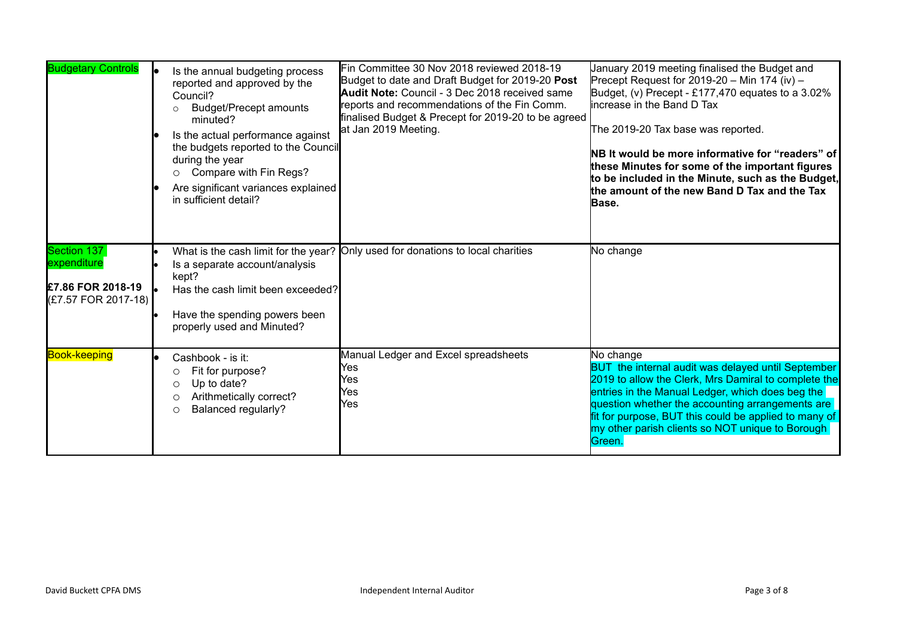| | | | |
|---|---|---|---|
| Budgetary Controls | • Is the annual budgeting process reported and approved by the Council?<br>○ Budget/Precept amounts minuted?<br>• Is the actual performance against the budgets reported to the Council during the year<br>○ Compare with Fin Regs?<br>• Are significant variances explained in sufficient detail? | Fin Committee 30 Nov 2018 reviewed 2018-19 Budget to date and Draft Budget for 2019-20 **Post Audit Note:** Council - 3 Dec 2018 received same reports and recommendations of the Fin Comm. finalised Budget & Precept for 2019-20 to be agreed at Jan 2019 Meeting. | January 2019 meeting finalised the Budget and Precept Request for 2019-20 – Min 174 (iv) – Budget, (v) Precept - £177,470 equates to a 3.02% increase in the Band D Tax<br><br>The 2019-20 Tax base was reported.<br><br>**NB It would be more informative for "readers" of these Minutes for some of the important figures to be included in the Minute, such as the Budget, the amount of the new Band D Tax and the Tax Base.** |
| Section 137 expenditure<br><br>**£7.86 FOR 2018-19**<br>(£7.57 FOR 2017-18) | • What is the cash limit for the year?<br>• Is a separate account/analysis kept?<br>• Has the cash limit been exceeded?<br>• Have the spending powers been properly used and Minuted? | Only used for donations to local charities | No change |
| Book-keeping | • Cashbook - is it:<br>○ Fit for purpose?<br>○ Up to date?<br>○ Arithmetically correct?<br>○ Balanced regularly? | Manual Ledger and Excel spreadsheets<br>Yes<br>Yes<br>Yes<br>Yes | No change<br>BUT the internal audit was delayed until September 2019 to allow the Clerk, Mrs Damiral to complete the entries in the Manual Ledger, which does beg the question whether the accounting arrangements are fit for purpose, BUT this could be applied to many of my other parish clients so NOT unique to Borough Green. |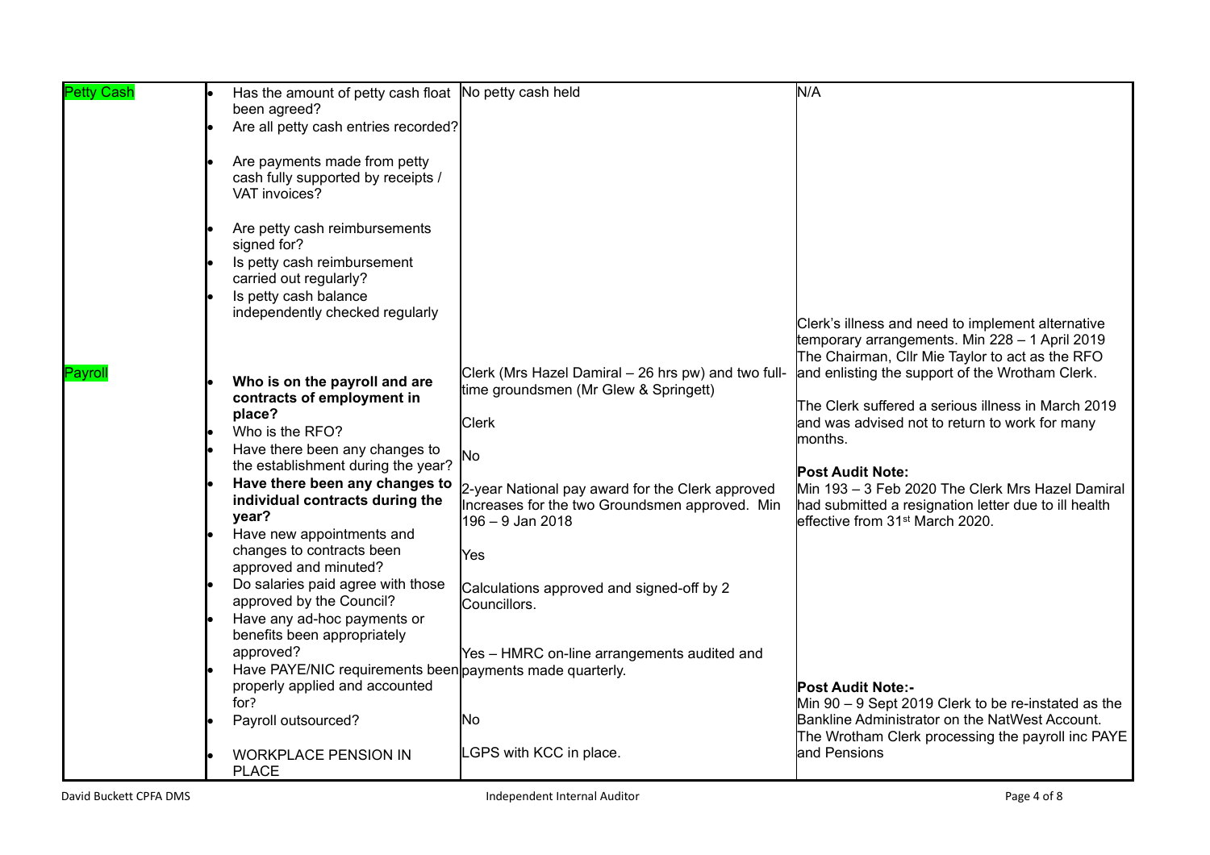| | | | |
|---|---|---|---|
| Petty Cash | <ul><li>Has the amount of petty cash float been agreed?</li><li>Are all petty cash entries recorded?</li><li>Are payments made from petty cash fully supported by receipts / VAT invoices?</li><li>Are petty cash reimbursements signed for?</li><li>Is petty cash reimbursement carried out regularly?</li><li>Is petty cash balance independently checked regularly</li></ul> | No petty cash held | N/A |
| Payroll | <ul><li>**Who is on the payroll and are contracts of employment in place?**</li><li>Who is the RFO?</li><li>Have there been any changes to the establishment during the year?</li><li>**Have there been any changes to individual contracts during the year?**</li><li>Have new appointments and changes to contracts been approved and minuted?</li><li>Do salaries paid agree with those approved by the Council?</li><li>Have any ad-hoc payments or benefits been appropriately approved?</li><li>Have PAYE/NIC requirements been properly applied and accounted for?</li><li>Payroll outsourced?</li><li>WORKPLACE PENSION IN PLACE</li></ul> | Clerk (Mrs Hazel Damiral – 26 hrs pw) and two full-time groundsmen (Mr Glew & Springett)<br><br>Clerk<br><br>No<br><br>2-year National pay award for the Clerk approved Increases for the two Groundsmen approved. Min 196 – 9 Jan 2018<br><br>Yes<br><br>Calculations approved and signed-off by 2 Councillors.<br><br>Yes – HMRC on-line arrangements audited and payments made quarterly.<br><br>No<br><br>LGPS with KCC in place. | Clerk's illness and need to implement alternative temporary arrangements. Min 228 – 1 April 2019 The Chairman, Cllr Mie Taylor to act as the RFO and enlisting the support of the Wrotham Clerk.<br><br>The Clerk suffered a serious illness in March 2019 and was advised not to return to work for many months.<br><br>**Post Audit Note:**<br>Min 193 – 3 Feb 2020 The Clerk Mrs Hazel Damiral had submitted a resignation letter due to ill health effective from 31st March 2020.<br><br>**Post Audit Note:-**<br>Min 90 – 9 Sept 2019 Clerk to be re-instated as the Bankline Administrator on the NatWest Account. The Wrotham Clerk processing the payroll inc PAYE and Pensions |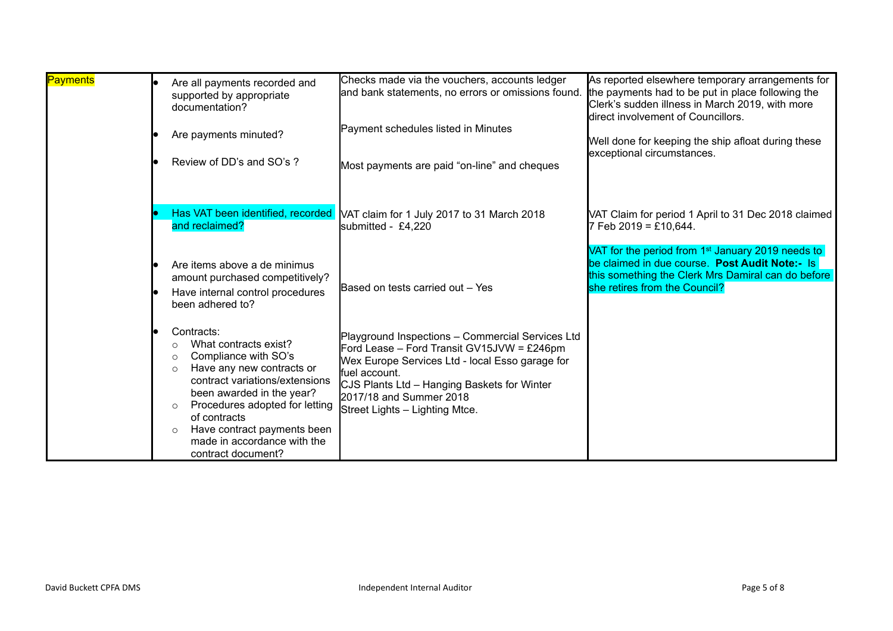| | | | |
|---|---|---|---|
| Payments | • Are all payments recorded and supported by appropriate documentation?<br><br>• Are payments minuted?<br><br>• Review of DD's and SO's ? | Checks made via the vouchers, accounts ledger and bank statements, no errors or omissions found.<br><br>Payment schedules listed in Minutes<br><br>Most payments are paid "on-line" and cheques | As reported elsewhere temporary arrangements for the payments had to be put in place following the Clerk's sudden illness in March 2019, with more direct involvement of Councillors.<br><br>Well done for keeping the ship afloat during these exceptional circumstances. |
| | • Has VAT been identified, recorded and reclaimed?<br><br>• Are items above a de minimus amount purchased competitively?<br>• Have internal control procedures been adhered to? | VAT claim for 1 July 2017 to 31 March 2018 submitted - £4,220<br><br>Based on tests carried out – Yes | VAT Claim for period 1 April to 31 Dec 2018 claimed 7 Feb 2019 = £10,644.<br><br>VAT for the period from 1st January 2019 needs to be claimed in due course. **Post Audit Note:-** Is this something the Clerk Mrs Damiral can do before she retires from the Council? |
| | • Contracts:<br>  ○ What contracts exist?<br>  ○ Compliance with SO's<br>  ○ Have any new contracts or contract variations/extensions been awarded in the year?<br>  ○ Procedures adopted for letting of contracts<br>  ○ Have contract payments been made in accordance with the contract document? | Playground Inspections – Commercial Services Ltd<br>Ford Lease – Ford Transit GV15JVW = £246pm<br>Wex Europe Services Ltd - local Esso garage for fuel account.<br>CJS Plants Ltd – Hanging Baskets for Winter 2017/18 and Summer 2018<br>Street Lights – Lighting Mtce. | |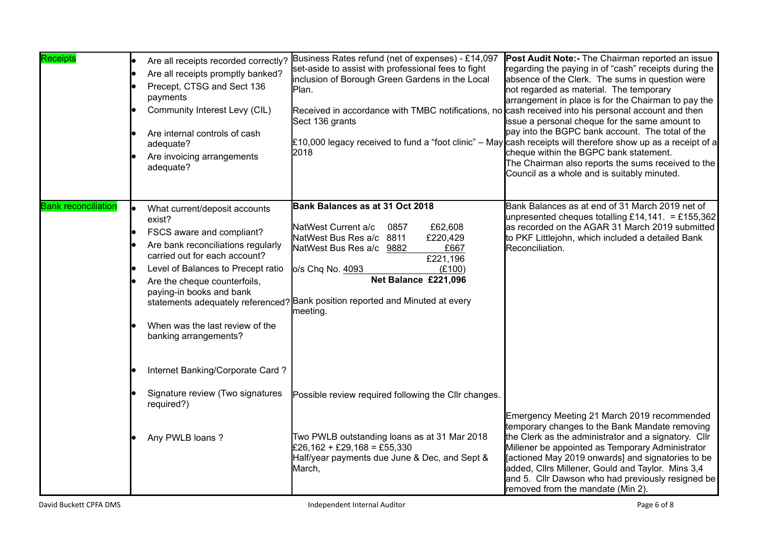| | | | |
|---|---|---|---|
| Receipts | • Are all receipts recorded correctly?<br>• Are all receipts promptly banked?<br>• Precept, CTSG and Sect 136 payments<br>• Community Interest Levy (CIL)<br>• Are internal controls of cash adequate?<br>• Are invoicing arrangements adequate? | Business Rates refund (net of expenses) - £14,097 set-aside to assist with professional fees to fight inclusion of Borough Green Gardens in the Local Plan.<br><br>Received in accordance with TMBC notifications, no Sect 136 grants<br><br>£10,000 legacy received to fund a "foot clinic" – May 2018 | **Post Audit Note:-** The Chairman reported an issue regarding the paying in of "cash" receipts during the absence of the Clerk. The sums in question were not regarded as material. The temporary arrangement in place is for the Chairman to pay the cash received into his personal account and then issue a personal cheque for the same amount to pay into the BGPC bank account. The total of the cash receipts will therefore show up as a receipt of a cheque within the BGPC bank statement.<br>The Chairman also reports the sums received to the Council as a whole and is suitably minuted. |
| Bank reconciliation | • What current/deposit accounts exist?<br>• FSCS aware and compliant?<br>• Are bank reconciliations regularly carried out for each account?<br>• Level of Balances to Precept ratio<br>• Are the cheque counterfoils, paying-in books and bank statements adequately referenced? | **Bank Balances as at 31 Oct 2018**<br><br>NatWest Current a/c 0857 £62,608<br>NatWest Bus Res a/c 8811 £220,429<br>NatWest Bus Res a/c 9882 £667<br>£221,196<br>o/s Chq No. 4093 (£100)<br>**Net Balance £221,096**<br><br>Bank position reported and Minuted at every meeting. | Bank Balances as at end of 31 March 2019 net of unpresented cheques totalling £14,141. = £155,362 as recorded on the AGAR 31 March 2019 submitted to PKF Littlejohn, which included a detailed Bank Reconciliation. |
| | • When was the last review of the banking arrangements? | | |
| | • Internet Banking/Corporate Card ? | | |
| | • Signature review (Two signatures required?) | Possible review required following the Cllr changes. | |
| | • Any PWLB loans ? | Two PWLB outstanding loans as at 31 Mar 2018<br>£26,162 + £29,168 = £55,330<br>Half/year payments due June & Dec, and Sept & March, | Emergency Meeting 21 March 2019 recommended temporary changes to the Bank Mandate removing the Clerk as the administrator and a signatory. Cllr Millener be appointed as Temporary Administrator [actioned May 2019 onwards] and signatories to be added, Cllrs Millener, Gould and Taylor. Mins 3,4 and 5. Cllr Dawson who had previously resigned be removed from the mandate (Min 2). |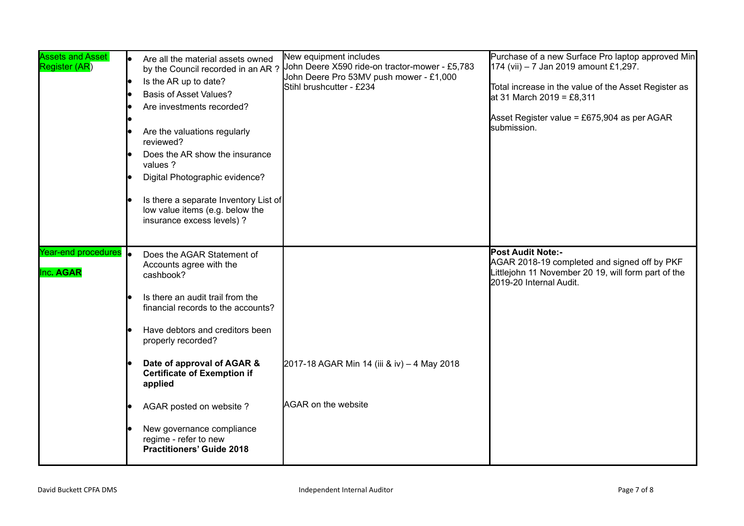| Assets and Asset Register (AR) | <ul><li>Are all the material assets owned by the Council recorded in an AR ?</li><li>Is the AR up to date?</li><li>Basis of Asset Values?</li><li>Are investments recorded?</li><li></li><li>Are the valuations regularly reviewed?</li><li>Does the AR show the insurance values ?</li><li>Digital Photographic evidence?</li><li>Is there a separate Inventory List of low value items (e.g. below the insurance excess levels) ?</li></ul> | New equipment includes<br>John Deere X590 ride-on tractor-mower - £5,783<br>John Deere Pro 53MV push mower - £1,000<br>Stihl brushcutter - £234 | Purchase of a new Surface Pro laptop approved Min 174 (vii) – 7 Jan 2019 amount £1,297.<br><br>Total increase in the value of the Asset Register as at 31 March 2019 = £8,311<br><br>Asset Register value = £675,904 as per AGAR submission. |
|---|---|---|---|
| Year-end procedures<br><br>Inc. **AGAR** | <ul><li>Does the AGAR Statement of Accounts agree with the cashbook?</li><li>Is there an audit trail from the financial records to the accounts?</li><li>Have debtors and creditors been properly recorded?</li><li>**Date of approval of AGAR & Certificate of Exemption if applied**</li><li>AGAR posted on website ?</li><li>New governance compliance regime - refer to new **Practitioners' Guide 2018**</li></ul> | 2017-18 AGAR Min 14 (iii & iv) – 4 May 2018<br><br>AGAR on the website | **Post Audit Note:-**<br>AGAR 2018-19 completed and signed off by PKF Littlejohn 11 November 20 19, will form part of the 2019-20 Internal Audit. |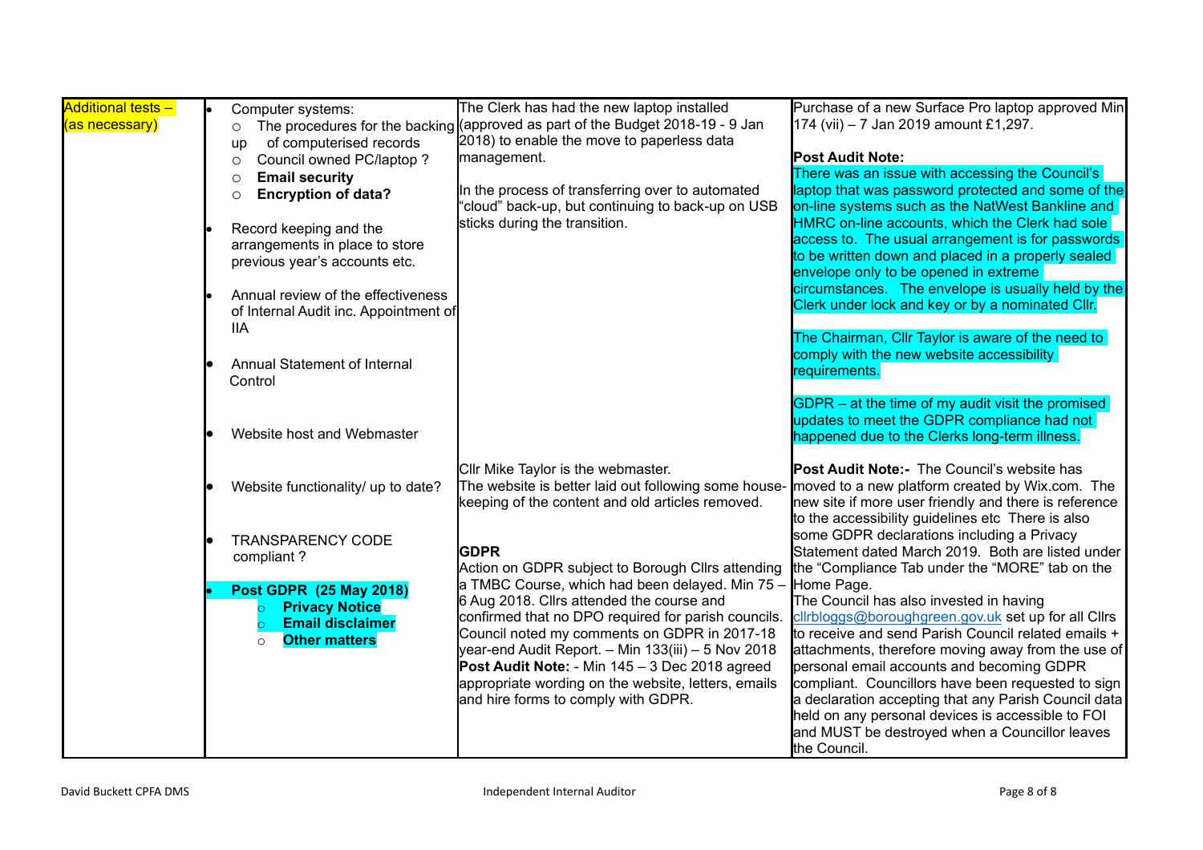| | | | |
|---|---|---|---|
| Additional tests – (as necessary) | • Computer systems:<br>○ The procedures for the backing up of computerised records<br>○ Council owned PC/laptop ?<br>○ **Email security**<br>○ **Encryption of data?**<br><br>• Record keeping and the arrangements in place to store previous year's accounts etc.<br><br>• Annual review of the effectiveness of Internal Audit inc. Appointment of IIA<br><br>• Annual Statement of Internal Control<br><br>• Website host and Webmaster<br><br>• Website functionality/ up to date?<br><br>• TRANSPARENCY CODE compliant ?<br><br>• **Post GDPR (25 May 2018)**<br>○ **Privacy Notice**<br>○ **Email disclaimer**<br>○ **Other matters** | The Clerk has had the new laptop installed (approved as part of the Budget 2018-19 - 9 Jan 2018) to enable the move to paperless data management.<br><br>In the process of transferring over to automated "cloud" back-up, but continuing to back-up on USB sticks during the transition.<br><br>Cllr Mike Taylor is the webmaster.<br>The website is better laid out following some house-keeping of the content and old articles removed.<br><br>**GDPR**<br>Action on GDPR subject to Borough Cllrs attending a TMBC Course, which had been delayed. Min 75 – 6 Aug 2018. Cllrs attended the course and confirmed that no DPO required for parish councils. Council noted my comments on GDPR in 2017-18 year-end Audit Report. – Min 133(iii) – 5 Nov 2018<br>**Post Audit Note:** - Min 145 – 3 Dec 2018 agreed appropriate wording on the website, letters, emails and hire forms to comply with GDPR. | Purchase of a new Surface Pro laptop approved Min 174 (vii) – 7 Jan 2019 amount £1,297.<br><br>**Post Audit Note:**<br>There was an issue with accessing the Council's laptop that was password protected and some of the on-line systems such as the NatWest Bankline and HMRC on-line accounts, which the Clerk had sole access to. The usual arrangement is for passwords to be written down and placed in a properly sealed envelope only to be opened in extreme circumstances. The envelope is usually held by the Clerk under lock and key or by a nominated Cllr.<br><br>The Chairman, Cllr Taylor is aware of the need to comply with the new website accessibility requirements.<br><br>GDPR – at the time of my audit visit the promised updates to meet the GDPR compliance had not happened due to the Clerks long-term illness.<br><br>**Post Audit Note:-** The Council's website has moved to a new platform created by Wix.com. The new site if more user friendly and there is reference to the accessibility guidelines etc There is also some GDPR declarations including a Privacy Statement dated March 2019. Both are listed under the "Compliance Tab under the "MORE" tab on the Home Page.<br>The Council has also invested in having cllrbloggs@boroughgreen.gov.uk set up for all Cllrs to receive and send Parish Council related emails + attachments, therefore moving away from the use of personal email accounts and becoming GDPR compliant. Councillors have been requested to sign a declaration accepting that any Parish Council data held on any personal devices is accessible to FOI and MUST be destroyed when a Councillor leaves the Council. |

David Buckett CPFA DMS — Independent Internal Auditor